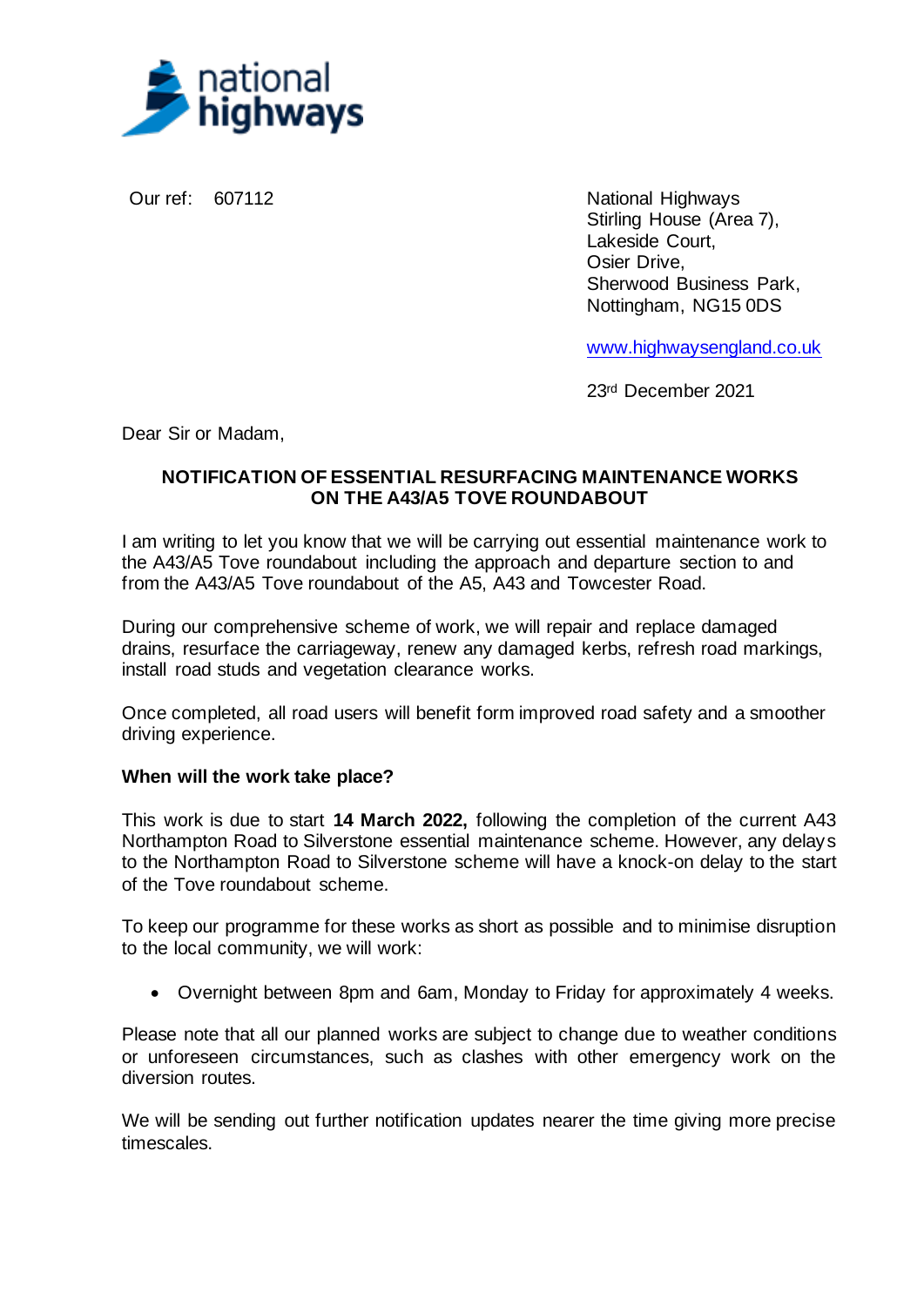national highways

Our ref: 607112

National Highways
Stirling House (Area 7),
Lakeside Court,
Osier Drive,
Sherwood Business Park,
Nottingham, NG15 0DS

www.highwaysengland.co.uk

23rd December 2021

Dear Sir or Madam,

**NOTIFICATION OF ESSENTIAL RESURFACING MAINTENANCE WORKS ON THE A43/A5 TOVE ROUNDABOUT**

I am writing to let you know that we will be carrying out essential maintenance work to the A43/A5 Tove roundabout including the approach and departure section to and from the A43/A5 Tove roundabout of the A5, A43 and Towcester Road.

During our comprehensive scheme of work, we will repair and replace damaged drains, resurface the carriageway, renew any damaged kerbs, refresh road markings, install road studs and vegetation clearance works.

Once completed, all road users will benefit form improved road safety and a smoother driving experience.

**When will the work take place?**

This work is due to start **14 March 2022,** following the completion of the current A43 Northampton Road to Silverstone essential maintenance scheme. However, any delays to the Northampton Road to Silverstone scheme will have a knock-on delay to the start of the Tove roundabout scheme.

To keep our programme for these works as short as possible and to minimise disruption to the local community, we will work:

- Overnight between 8pm and 6am, Monday to Friday for approximately 4 weeks.

Please note that all our planned works are subject to change due to weather conditions or unforeseen circumstances, such as clashes with other emergency work on the diversion routes.

We will be sending out further notification updates nearer the time giving more precise timescales.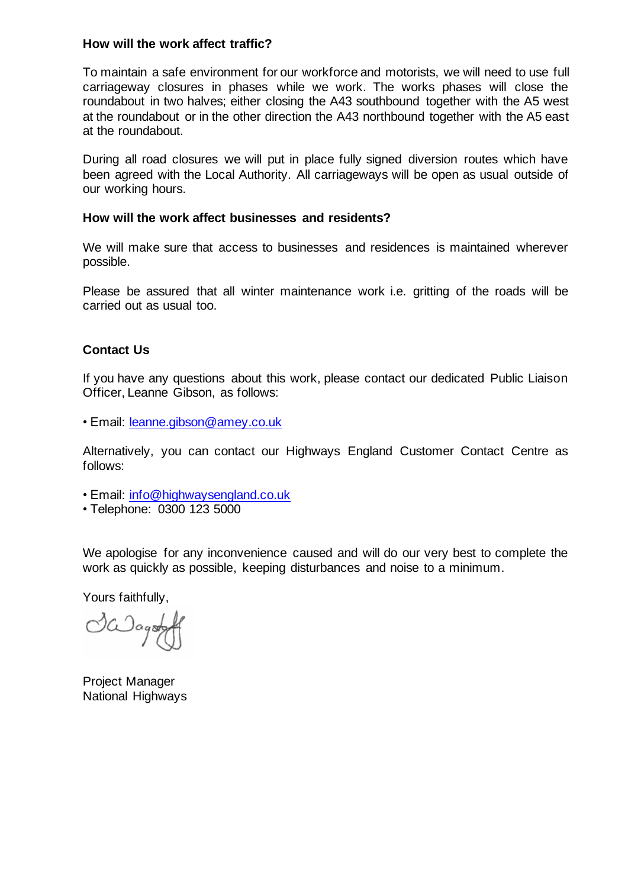**How will the work affect traffic?**

To maintain a safe environment for our workforce and motorists, we will need to use full carriageway closures in phases while we work. The works phases will close the roundabout in two halves; either closing the A43 southbound together with the A5 west at the roundabout or in the other direction the A43 northbound together with the A5 east at the roundabout.

During all road closures we will put in place fully signed diversion routes which have been agreed with the Local Authority. All carriageways will be open as usual outside of our working hours.

**How will the work affect businesses and residents?**

We will make sure that access to businesses and residences is maintained wherever possible.

Please be assured that all winter maintenance work i.e. gritting of the roads will be carried out as usual too.

**Contact Us**

If you have any questions about this work, please contact our dedicated Public Liaison Officer, Leanne Gibson, as follows:

• Email: leanne.gibson@amey.co.uk

Alternatively, you can contact our Highways England Customer Contact Centre as follows:

• Email: info@highwaysengland.co.uk
• Telephone: 0300 123 5000

We apologise for any inconvenience caused and will do our very best to complete the work as quickly as possible, keeping disturbances and noise to a minimum.

Yours faithfully,

Project Manager
National Highways